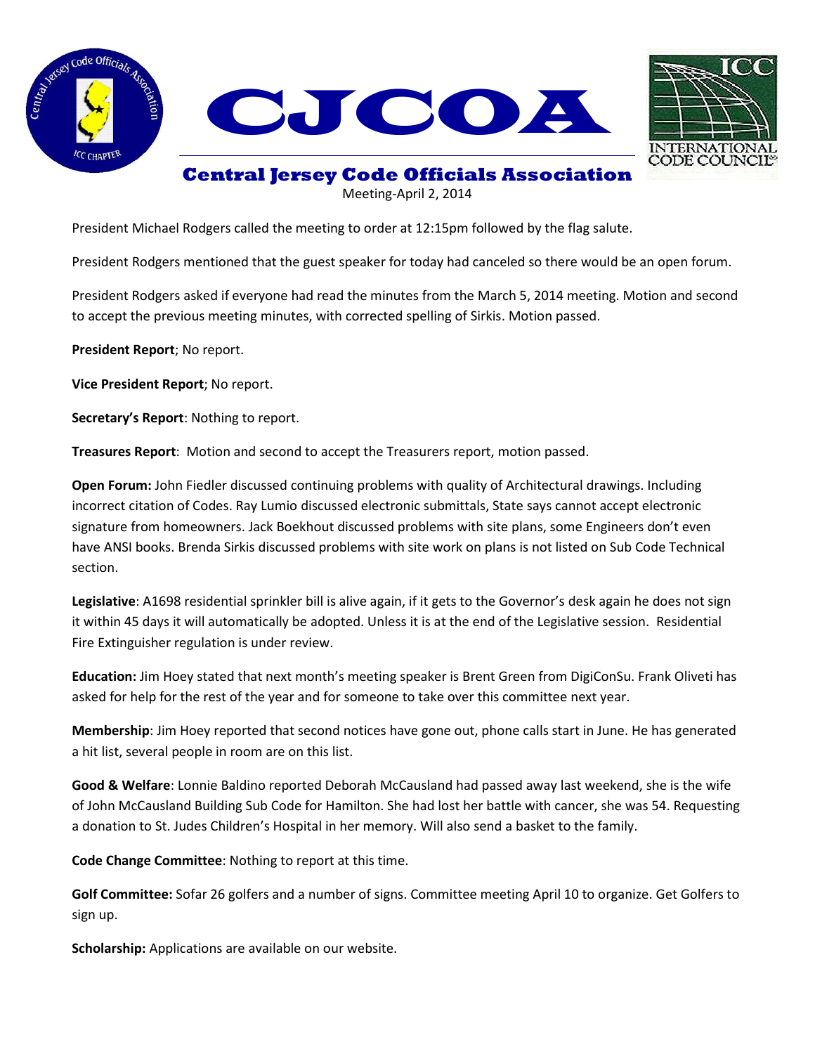# CJCOA

## Central Jersey Code Officials Association

Meeting-April 2, 2014

President Michael Rodgers called the meeting to order at 12:15pm followed by the flag salute.

President Rodgers mentioned that the guest speaker for today had canceled so there would be an open forum.

President Rodgers asked if everyone had read the minutes from the March 5, 2014 meeting. Motion and second to accept the previous meeting minutes, with corrected spelling of Sirkis. Motion passed.

**President Report**; No report.

**Vice President Report**; No report.

**Secretary's Report**: Nothing to report.

**Treasures Report**: Motion and second to accept the Treasurers report, motion passed.

**Open Forum:** John Fiedler discussed continuing problems with quality of Architectural drawings. Including incorrect citation of Codes. Ray Lumio discussed electronic submittals, State says cannot accept electronic signature from homeowners. Jack Boekhout discussed problems with site plans, some Engineers don't even have ANSI books. Brenda Sirkis discussed problems with site work on plans is not listed on Sub Code Technical section.

**Legislative**: A1698 residential sprinkler bill is alive again, if it gets to the Governor's desk again he does not sign it within 45 days it will automatically be adopted. Unless it is at the end of the Legislative session. Residential Fire Extinguisher regulation is under review.

**Education:** Jim Hoey stated that next month's meeting speaker is Brent Green from DigiConSu. Frank Oliveti has asked for help for the rest of the year and for someone to take over this committee next year.

**Membership**: Jim Hoey reported that second notices have gone out, phone calls start in June. He has generated a hit list, several people in room are on this list.

**Good & Welfare**: Lonnie Baldino reported Deborah McCausland had passed away last weekend, she is the wife of John McCausland Building Sub Code for Hamilton. She had lost her battle with cancer, she was 54. Requesting a donation to St. Judes Children's Hospital in her memory. Will also send a basket to the family.

**Code Change Committee**: Nothing to report at this time.

**Golf Committee:** Sofar 26 golfers and a number of signs. Committee meeting April 10 to organize. Get Golfers to sign up.

**Scholarship:** Applications are available on our website.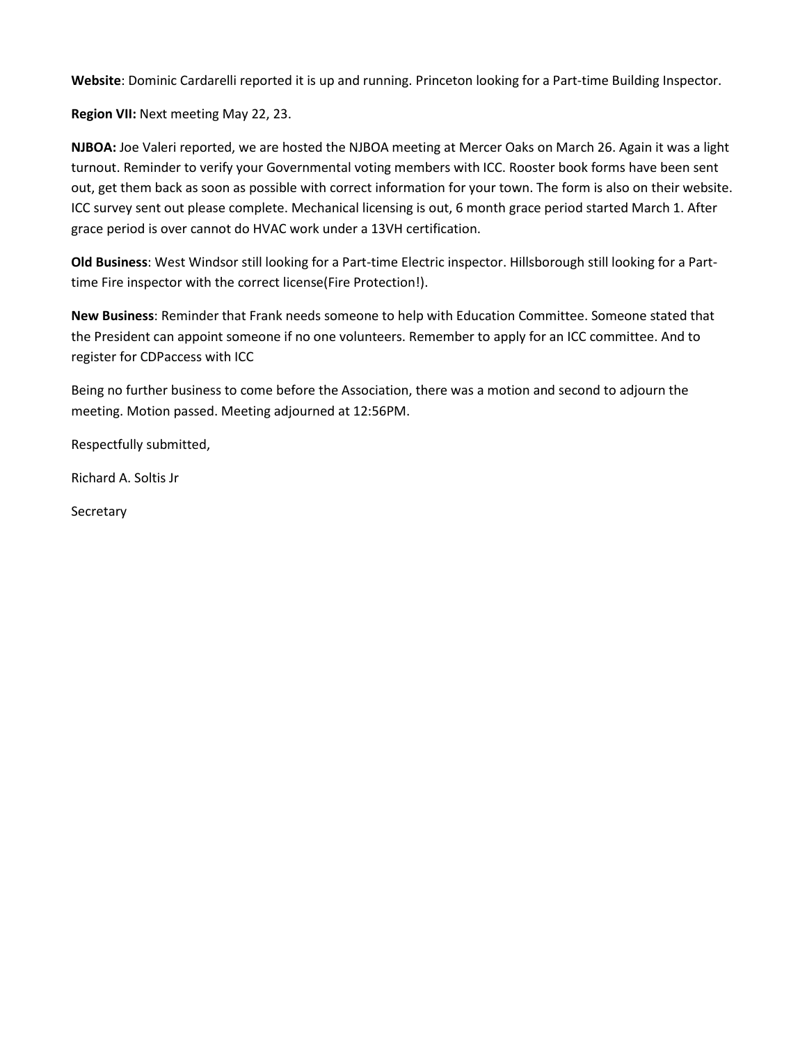**Website**: Dominic Cardarelli reported it is up and running. Princeton looking for a Part-time Building Inspector.

**Region VII:** Next meeting May 22, 23.

**NJBOA:** Joe Valeri reported, we are hosted the NJBOA meeting at Mercer Oaks on March 26. Again it was a light turnout. Reminder to verify your Governmental voting members with ICC. Rooster book forms have been sent out, get them back as soon as possible with correct information for your town. The form is also on their website. ICC survey sent out please complete. Mechanical licensing is out, 6 month grace period started March 1. After grace period is over cannot do HVAC work under a 13VH certification.

**Old Business**: West Windsor still looking for a Part-time Electric inspector. Hillsborough still looking for a Part-time Fire inspector with the correct license(Fire Protection!).

**New Business**: Reminder that Frank needs someone to help with Education Committee. Someone stated that the President can appoint someone if no one volunteers. Remember to apply for an ICC committee. And to register for CDPaccess with ICC

Being no further business to come before the Association, there was a motion and second to adjourn the meeting. Motion passed. Meeting adjourned at 12:56PM.

Respectfully submitted,

Richard A. Soltis Jr

Secretary